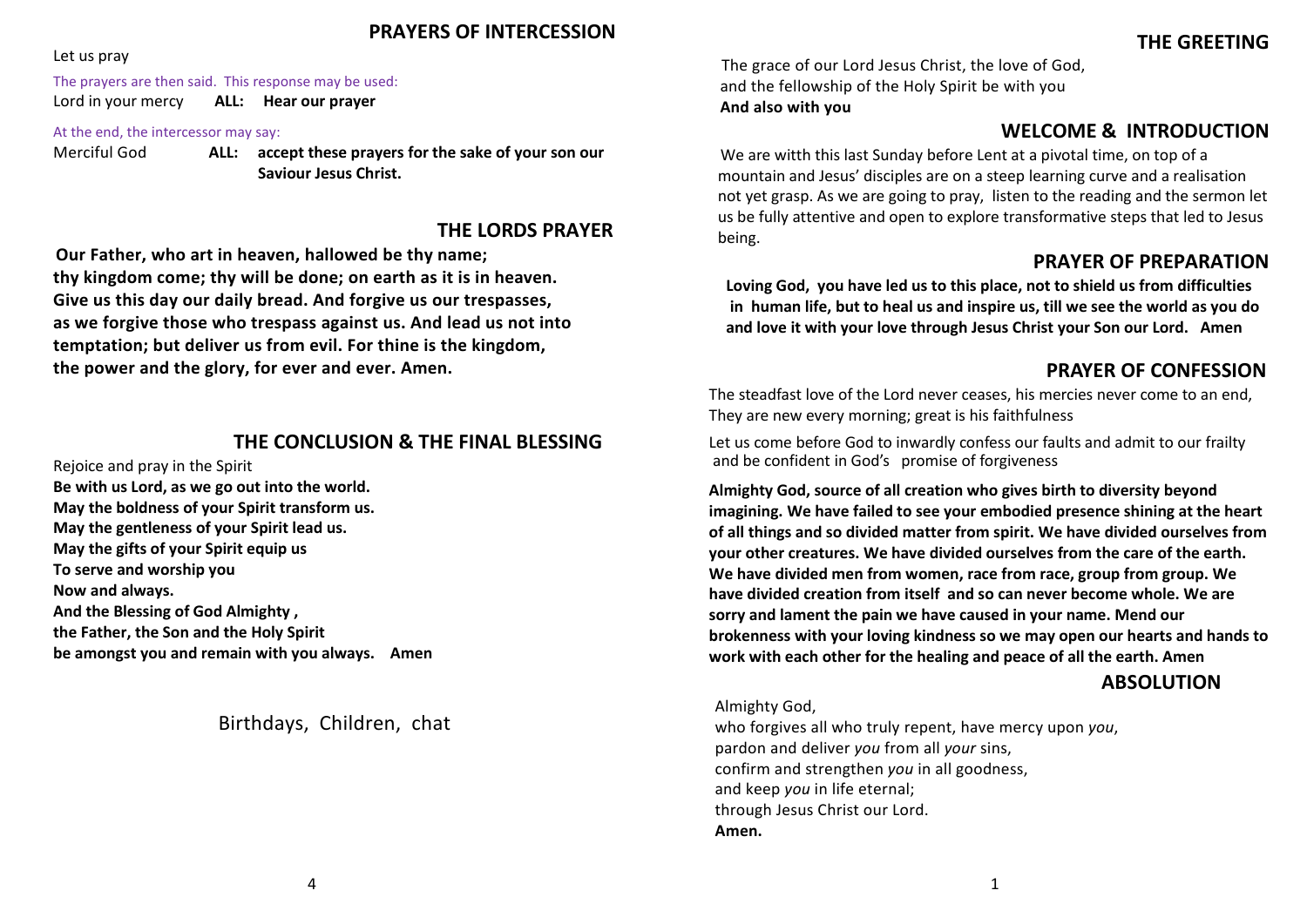## PRAYERS OF INTERCESSION

Let us pray

The prayers are then said. This response may be used:

Lord in your mercy **ALL: Hear our prayer**

At the end, the intercessor may say:

Merciful God **ALL: accept these prayers for the sake of your son our Saviour Jesus Christ.**

## THE LORDS PRAYER

**Our Father, who art in heaven, hallowed be thy name;**
**thy kingdom come; thy will be done; on earth as it is in heaven.**
**Give us this day our daily bread. And forgive us our trespasses,**
**as we forgive those who trespass against us. And lead us not into temptation; but deliver us from evil. For thine is the kingdom,**
**the power and the glory, for ever and ever. Amen.**

## THE CONCLUSION & THE FINAL BLESSING

Rejoice and pray in the Spirit
**Be with us Lord, as we go out into the world.**
**May the boldness of your Spirit transform us.**
**May the gentleness of your Spirit lead us.**
**May the gifts of your Spirit equip us**
**To serve and worship you**
**Now and always.**
**And the Blessing of God Almighty ,**
**the Father, the Son and the Holy Spirit**
**be amongst you and remain with you always. Amen**

Birthdays, Children, chat

## THE GREETING

The grace of our Lord Jesus Christ, the love of God,
and the fellowship of the Holy Spirit be with you
**And also with you**

## WELCOME & INTRODUCTION

We are witth this last Sunday before Lent at a pivotal time, on top of a mountain and Jesus' disciples are on a steep learning curve and a realisation not yet grasp. As we are going to pray, listen to the reading and the sermon let us be fully attentive and open to explore transformative steps that led to Jesus being.

## PRAYER OF PREPARATION

**Loving God, you have led us to this place, not to shield us from difficulties in human life, but to heal us and inspire us, till we see the world as you do and love it with your love through Jesus Christ your Son our Lord. Amen**

## PRAYER OF CONFESSION

The steadfast love of the Lord never ceases, his mercies never come to an end,
They are new every morning; great is his faithfulness

Let us come before God to inwardly confess our faults and admit to our frailty and be confident in God's promise of forgiveness

**Almighty God, source of all creation who gives birth to diversity beyond imagining. We have failed to see your embodied presence shining at the heart of all things and so divided matter from spirit. We have divided ourselves from your other creatures. We have divided ourselves from the care of the earth. We have divided men from women, race from race, group from group. We have divided creation from itself and so can never become whole. We are sorry and lament the pain we have caused in your name. Mend our brokenness with your loving kindness so we may open our hearts and hands to work with each other for the healing and peace of all the earth. Amen**

## ABSOLUTION

Almighty God,
who forgives all who truly repent, have mercy upon *you*,
pardon and deliver *you* from all *your* sins,
confirm and strengthen *you* in all goodness,
and keep *you* in life eternal;
through Jesus Christ our Lord.
**Amen.**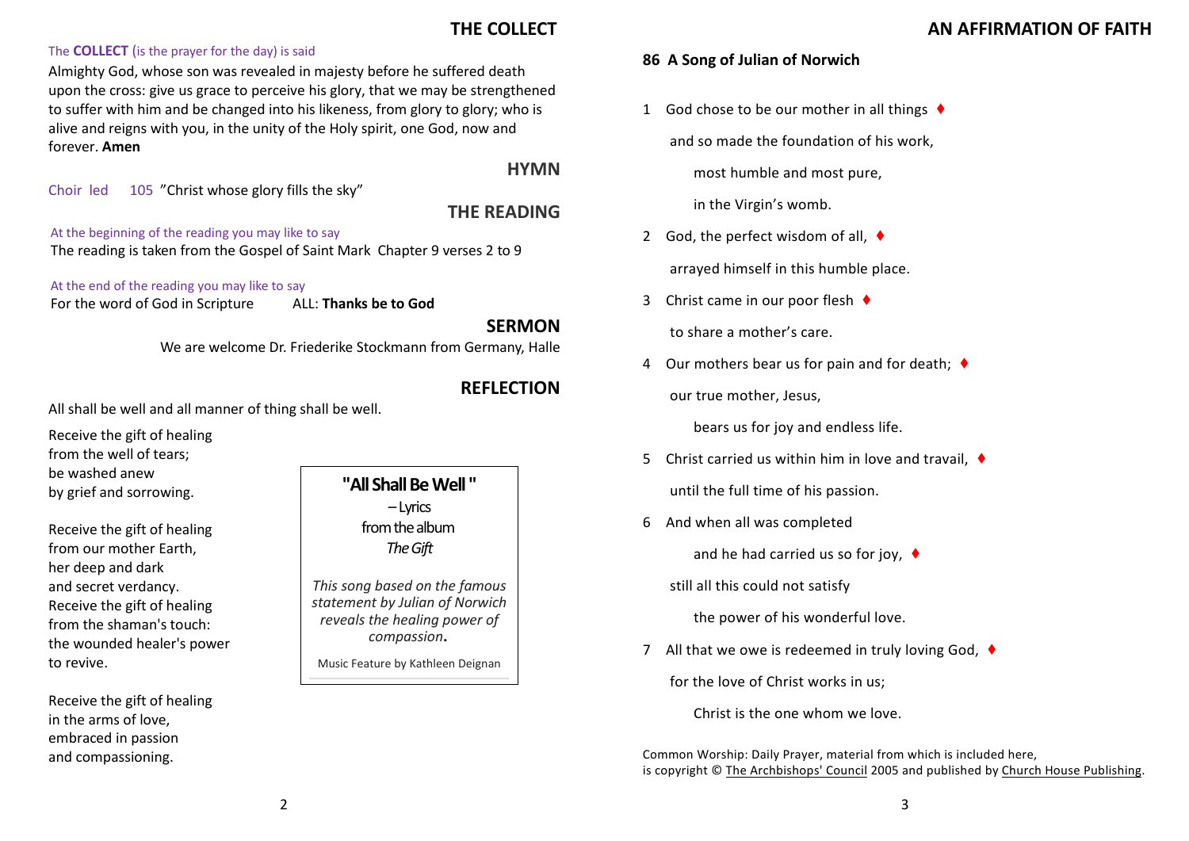## THE COLLECT

The **COLLECT** (is the prayer for the day) is said

Almighty God, whose son was revealed in majesty before he suffered death upon the cross: give us grace to perceive his glory, that we may be strengthened to suffer with him and be changed into his likeness, from glory to glory; who is alive and reigns with you, in the unity of the Holy spirit, one God, now and forever. **Amen**

## HYMN

Choir led 105 "Christ whose glory fills the sky"

## THE READING

At the beginning of the reading you may like to say

The reading is taken from the Gospel of Saint Mark Chapter 9 verses 2 to 9

At the end of the reading you may like to say

For the word of God in Scripture ALL: **Thanks be to God**

## SERMON

We are welcome Dr. Friederike Stockmann from Germany, Halle

## REFLECTION

All shall be well and all manner of thing shall be well.

Receive the gift of healing
from the well of tears;
be washed anew
by grief and sorrowing.

Receive the gift of healing
from our mother Earth,
her deep and dark
and secret verdancy.
Receive the gift of healing
from the shaman's touch:
the wounded healer's power
to revive.

Receive the gift of healing
in the arms of love,
embraced in passion
and compassioning.

**"All Shall Be Well"**
– Lyrics
from the album
*The Gift*

*This song based on the famous statement by Julian of Norwich reveals the healing power of compassion***.**

Music Feature by Kathleen Deignan

## AN AFFIRMATION OF FAITH

**86 A Song of Julian of Norwich**

1 God chose to be our mother in all things ♦
and so made the foundation of his work,
most humble and most pure,
in the Virgin's womb.

2 God, the perfect wisdom of all, ♦
arrayed himself in this humble place.

3 Christ came in our poor flesh ♦
to share a mother's care.

4 Our mothers bear us for pain and for death; ♦
our true mother, Jesus,
bears us for joy and endless life.

5 Christ carried us within him in love and travail, ♦
until the full time of his passion.

6 And when all was completed
and he had carried us so for joy, ♦
still all this could not satisfy
the power of his wonderful love.

7 All that we owe is redeemed in truly loving God, ♦
for the love of Christ works in us;
Christ is the one whom we love.

Common Worship: Daily Prayer, material from which is included here,
is copyright © The Archbishops' Council 2005 and published by Church House Publishing.